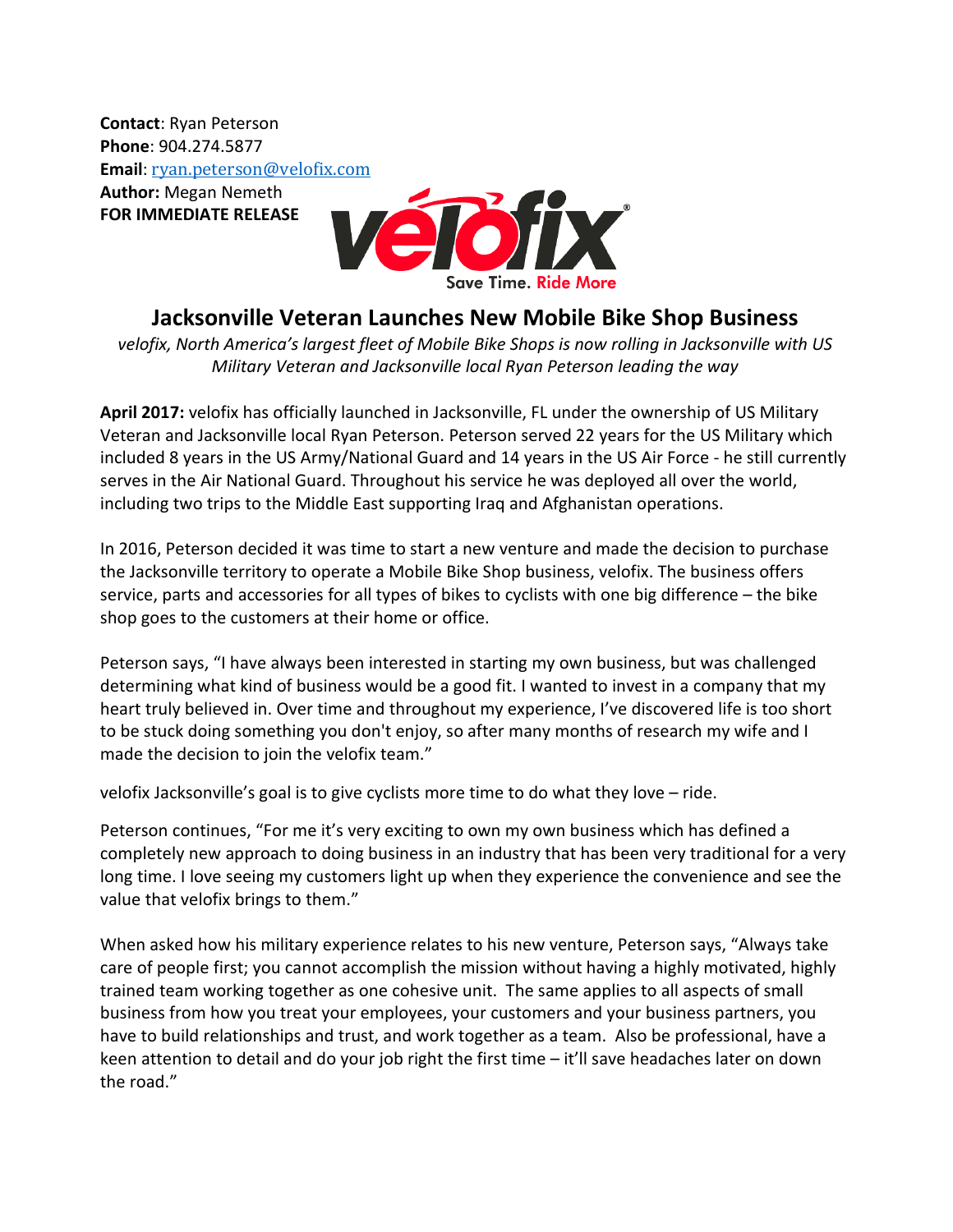**Contact**: Ryan Peterson
**Phone**: 904.274.5877
**Email**: [ryan.peterson@velofix.com](mailto:ryan.peterson@velofix.com)
**Author:** Megan Nemeth
**FOR IMMEDIATE RELEASE**

# Jacksonville Veteran Launches New Mobile Bike Shop Business

*velofix, North America's largest fleet of Mobile Bike Shops is now rolling in Jacksonville with US Military Veteran and Jacksonville local Ryan Peterson leading the way*

**April 2017:** velofix has officially launched in Jacksonville, FL under the ownership of US Military Veteran and Jacksonville local Ryan Peterson. Peterson served 22 years for the US Military which included 8 years in the US Army/National Guard and 14 years in the US Air Force - he still currently serves in the Air National Guard. Throughout his service he was deployed all over the world, including two trips to the Middle East supporting Iraq and Afghanistan operations.

In 2016, Peterson decided it was time to start a new venture and made the decision to purchase the Jacksonville territory to operate a Mobile Bike Shop business, velofix. The business offers service, parts and accessories for all types of bikes to cyclists with one big difference – the bike shop goes to the customers at their home or office.

Peterson says, "I have always been interested in starting my own business, but was challenged determining what kind of business would be a good fit. I wanted to invest in a company that my heart truly believed in. Over time and throughout my experience, I've discovered life is too short to be stuck doing something you don't enjoy, so after many months of research my wife and I made the decision to join the velofix team."

velofix Jacksonville's goal is to give cyclists more time to do what they love – ride.

Peterson continues, "For me it's very exciting to own my own business which has defined a completely new approach to doing business in an industry that has been very traditional for a very long time. I love seeing my customers light up when they experience the convenience and see the value that velofix brings to them."

When asked how his military experience relates to his new venture, Peterson says, "Always take care of people first; you cannot accomplish the mission without having a highly motivated, highly trained team working together as one cohesive unit. The same applies to all aspects of small business from how you treat your employees, your customers and your business partners, you have to build relationships and trust, and work together as a team. Also be professional, have a keen attention to detail and do your job right the first time – it'll save headaches later on down the road."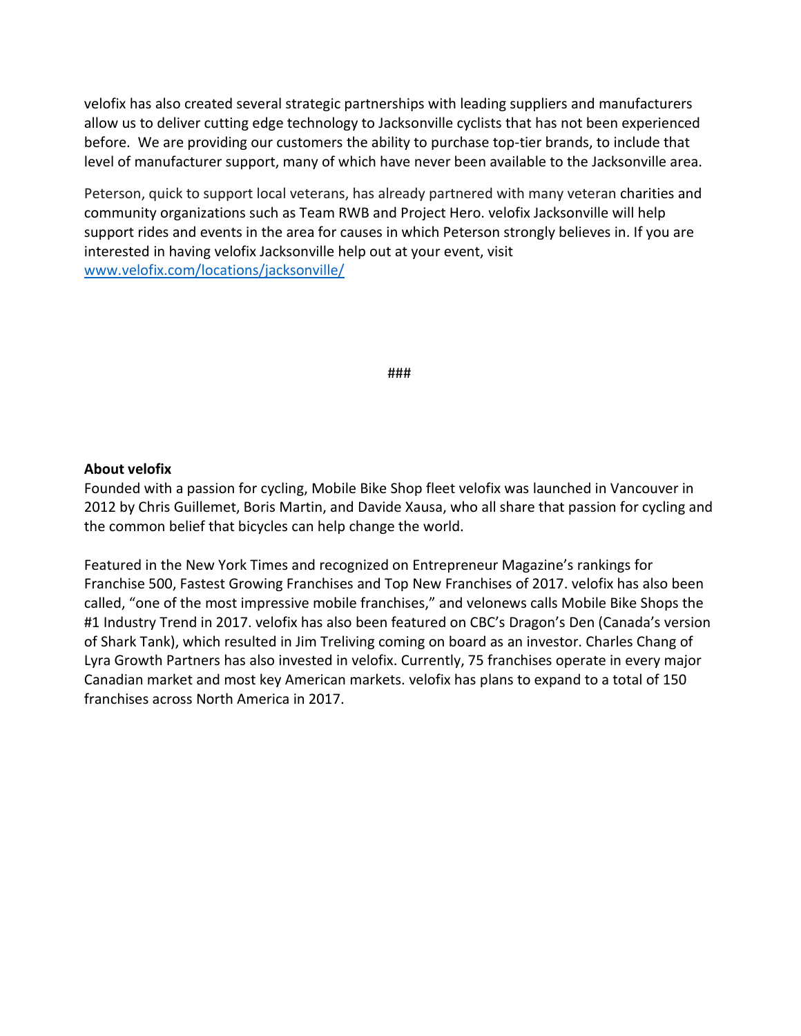velofix has also created several strategic partnerships with leading suppliers and manufacturers allow us to deliver cutting edge technology to Jacksonville cyclists that has not been experienced before. We are providing our customers the ability to purchase top-tier brands, to include that level of manufacturer support, many of which have never been available to the Jacksonville area.

Peterson, quick to support local veterans, has already partnered with many veteran charities and community organizations such as Team RWB and Project Hero. velofix Jacksonville will help support rides and events in the area for causes in which Peterson strongly believes in. If you are interested in having velofix Jacksonville help out at your event, visit [www.velofix.com/locations/jacksonville/](www.velofix.com/locations/jacksonville/)

###

**About velofix**

Founded with a passion for cycling, Mobile Bike Shop fleet velofix was launched in Vancouver in 2012 by Chris Guillemet, Boris Martin, and Davide Xausa, who all share that passion for cycling and the common belief that bicycles can help change the world.

Featured in the New York Times and recognized on Entrepreneur Magazine's rankings for Franchise 500, Fastest Growing Franchises and Top New Franchises of 2017. velofix has also been called, "one of the most impressive mobile franchises," and velonews calls Mobile Bike Shops the #1 Industry Trend in 2017. velofix has also been featured on CBC's Dragon's Den (Canada's version of Shark Tank), which resulted in Jim Treliving coming on board as an investor. Charles Chang of Lyra Growth Partners has also invested in velofix. Currently, 75 franchises operate in every major Canadian market and most key American markets. velofix has plans to expand to a total of 150 franchises across North America in 2017.